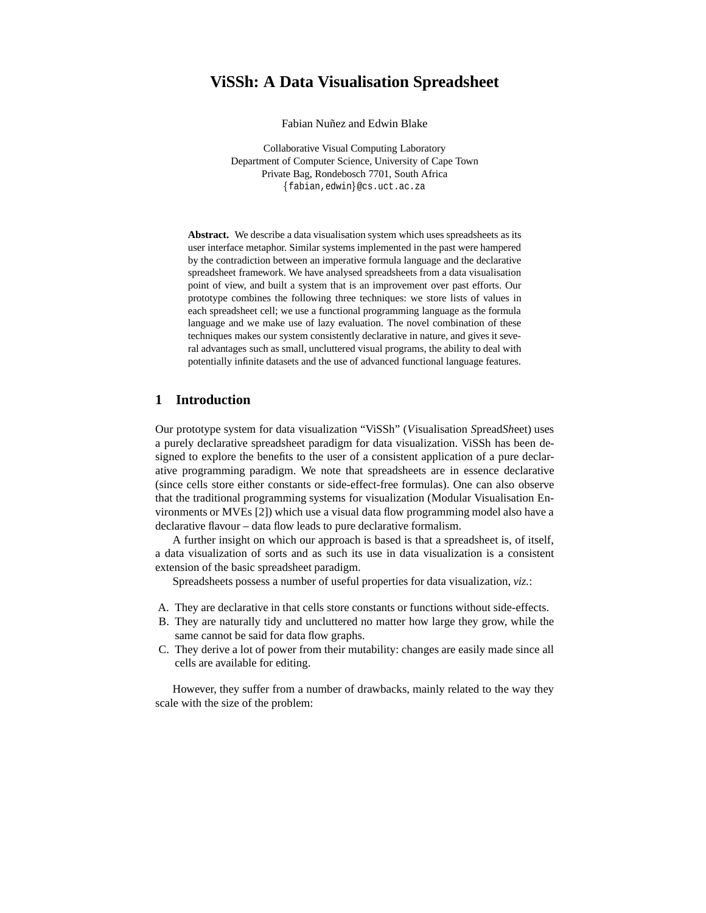# ViSSh: A Data Visualisation Spreadsheet

Fabian Nuñez and Edwin Blake

Collaborative Visual Computing Laboratory
Department of Computer Science, University of Cape Town
Private Bag, Rondebosch 7701, South Africa
{fabian,edwin}@cs.uct.ac.za

**Abstract.** We describe a data visualisation system which uses spreadsheets as its user interface metaphor. Similar systems implemented in the past were hampered by the contradiction between an imperative formula language and the declarative spreadsheet framework. We have analysed spreadsheets from a data visualisation point of view, and built a system that is an improvement over past efforts. Our prototype combines the following three techniques: we store lists of values in each spreadsheet cell; we use a functional programming language as the formula language and we make use of lazy evaluation. The novel combination of these techniques makes our system consistently declarative in nature, and gives it several advantages such as small, uncluttered visual programs, the ability to deal with potentially infinite datasets and the use of advanced functional language features.

## 1 Introduction

Our prototype system for data visualization "ViSSh" (*V*isualisation *S*pread*Sh*eet) uses a purely declarative spreadsheet paradigm for data visualization. ViSSh has been designed to explore the benefits to the user of a consistent application of a pure declarative programming paradigm. We note that spreadsheets are in essence declarative (since cells store either constants or side-effect-free formulas). One can also observe that the traditional programming systems for visualization (Modular Visualisation Environments or MVEs [2]) which use a visual data flow programming model also have a declarative flavour – data flow leads to pure declarative formalism.

A further insight on which our approach is based is that a spreadsheet is, of itself, a data visualization of sorts and as such its use in data visualization is a consistent extension of the basic spreadsheet paradigm.

Spreadsheets possess a number of useful properties for data visualization, *viz.*:

A. They are declarative in that cells store constants or functions without side-effects.
B. They are naturally tidy and uncluttered no matter how large they grow, while the same cannot be said for data flow graphs.
C. They derive a lot of power from their mutability: changes are easily made since all cells are available for editing.

However, they suffer from a number of drawbacks, mainly related to the way they scale with the size of the problem: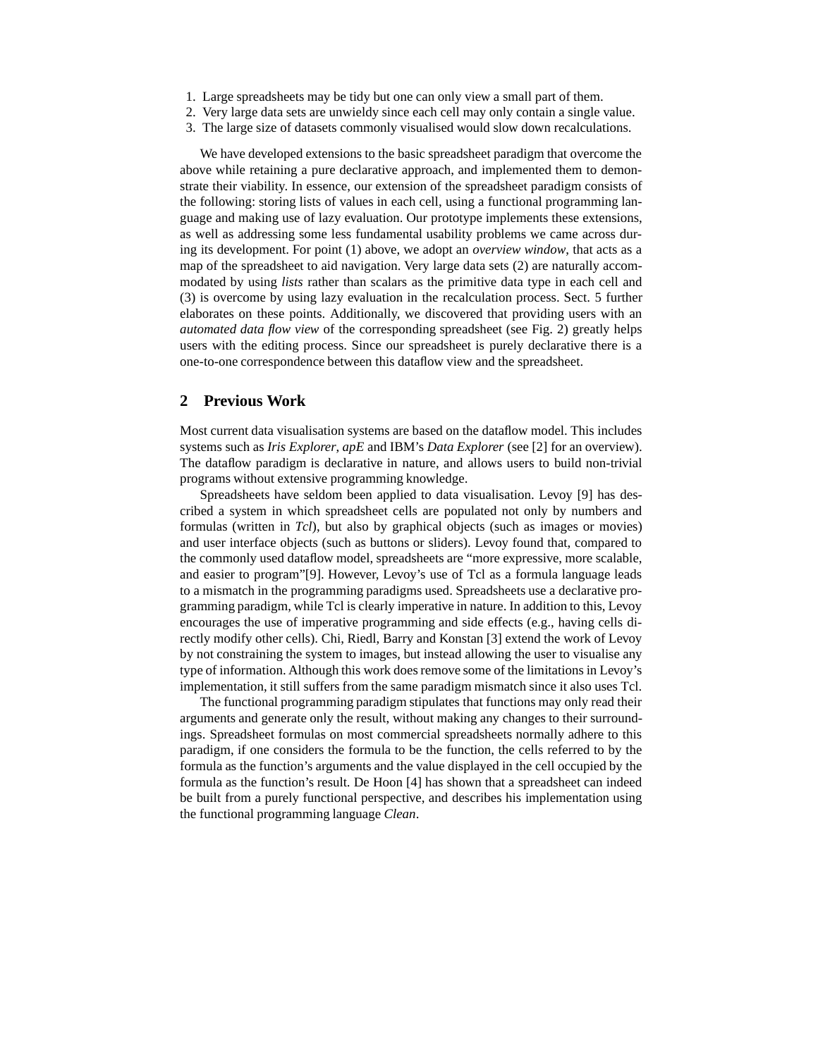1. Large spreadsheets may be tidy but one can only view a small part of them.
2. Very large data sets are unwieldy since each cell may only contain a single value.
3. The large size of datasets commonly visualised would slow down recalculations.

We have developed extensions to the basic spreadsheet paradigm that overcome the above while retaining a pure declarative approach, and implemented them to demonstrate their viability. In essence, our extension of the spreadsheet paradigm consists of the following: storing lists of values in each cell, using a functional programming language and making use of lazy evaluation. Our prototype implements these extensions, as well as addressing some less fundamental usability problems we came across during its development. For point (1) above, we adopt an *overview window*, that acts as a map of the spreadsheet to aid navigation. Very large data sets (2) are naturally accommodated by using *lists* rather than scalars as the primitive data type in each cell and (3) is overcome by using lazy evaluation in the recalculation process. Sect. 5 further elaborates on these points. Additionally, we discovered that providing users with an *automated data flow view* of the corresponding spreadsheet (see Fig. 2) greatly helps users with the editing process. Since our spreadsheet is purely declarative there is a one-to-one correspondence between this dataflow view and the spreadsheet.

## 2 Previous Work

Most current data visualisation systems are based on the dataflow model. This includes systems such as *Iris Explorer*, *apE* and IBM's *Data Explorer* (see [2] for an overview). The dataflow paradigm is declarative in nature, and allows users to build non-trivial programs without extensive programming knowledge.

Spreadsheets have seldom been applied to data visualisation. Levoy [9] has described a system in which spreadsheet cells are populated not only by numbers and formulas (written in *Tcl*), but also by graphical objects (such as images or movies) and user interface objects (such as buttons or sliders). Levoy found that, compared to the commonly used dataflow model, spreadsheets are "more expressive, more scalable, and easier to program"[9]. However, Levoy's use of Tcl as a formula language leads to a mismatch in the programming paradigms used. Spreadsheets use a declarative programming paradigm, while Tcl is clearly imperative in nature. In addition to this, Levoy encourages the use of imperative programming and side effects (e.g., having cells directly modify other cells). Chi, Riedl, Barry and Konstan [3] extend the work of Levoy by not constraining the system to images, but instead allowing the user to visualise any type of information. Although this work does remove some of the limitations in Levoy's implementation, it still suffers from the same paradigm mismatch since it also uses Tcl.

The functional programming paradigm stipulates that functions may only read their arguments and generate only the result, without making any changes to their surroundings. Spreadsheet formulas on most commercial spreadsheets normally adhere to this paradigm, if one considers the formula to be the function, the cells referred to by the formula as the function's arguments and the value displayed in the cell occupied by the formula as the function's result. De Hoon [4] has shown that a spreadsheet can indeed be built from a purely functional perspective, and describes his implementation using the functional programming language *Clean*.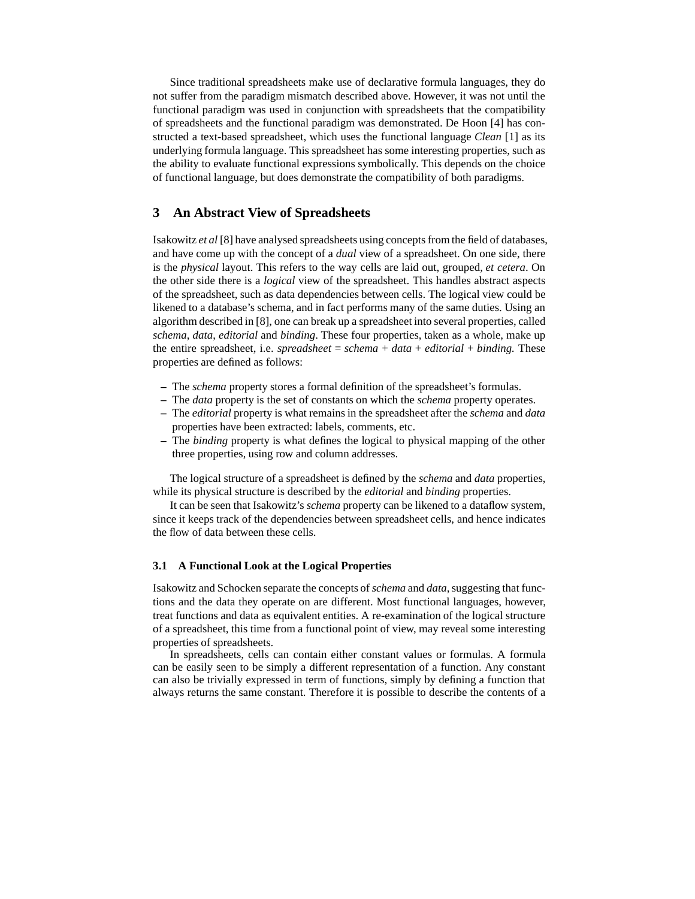Since traditional spreadsheets make use of declarative formula languages, they do not suffer from the paradigm mismatch described above. However, it was not until the functional paradigm was used in conjunction with spreadsheets that the compatibility of spreadsheets and the functional paradigm was demonstrated. De Hoon [4] has constructed a text-based spreadsheet, which uses the functional language *Clean* [1] as its underlying formula language. This spreadsheet has some interesting properties, such as the ability to evaluate functional expressions symbolically. This depends on the choice of functional language, but does demonstrate the compatibility of both paradigms.

## 3 An Abstract View of Spreadsheets

Isakowitz *et al* [8] have analysed spreadsheets using concepts from the field of databases, and have come up with the concept of a *dual* view of a spreadsheet. On one side, there is the *physical* layout. This refers to the way cells are laid out, grouped, *et cetera*. On the other side there is a *logical* view of the spreadsheet. This handles abstract aspects of the spreadsheet, such as data dependencies between cells. The logical view could be likened to a database's schema, and in fact performs many of the same duties. Using an algorithm described in [8], one can break up a spreadsheet into several properties, called *schema*, *data*, *editorial* and *binding*. These four properties, taken as a whole, make up the entire spreadsheet, i.e. *spreadsheet* = *schema* + *data* + *editorial* + *binding.* These properties are defined as follows:

- The *schema* property stores a formal definition of the spreadsheet's formulas.
- The *data* property is the set of constants on which the *schema* property operates.
- The *editorial* property is what remains in the spreadsheet after the *schema* and *data* properties have been extracted: labels, comments, etc.
- The *binding* property is what defines the logical to physical mapping of the other three properties, using row and column addresses.

The logical structure of a spreadsheet is defined by the *schema* and *data* properties, while its physical structure is described by the *editorial* and *binding* properties.

It can be seen that Isakowitz's *schema* property can be likened to a dataflow system, since it keeps track of the dependencies between spreadsheet cells, and hence indicates the flow of data between these cells.

### 3.1 A Functional Look at the Logical Properties

Isakowitz and Schocken separate the concepts of *schema* and *data*, suggesting that functions and the data they operate on are different. Most functional languages, however, treat functions and data as equivalent entities. A re-examination of the logical structure of a spreadsheet, this time from a functional point of view, may reveal some interesting properties of spreadsheets.

In spreadsheets, cells can contain either constant values or formulas. A formula can be easily seen to be simply a different representation of a function. Any constant can also be trivially expressed in term of functions, simply by defining a function that always returns the same constant. Therefore it is possible to describe the contents of a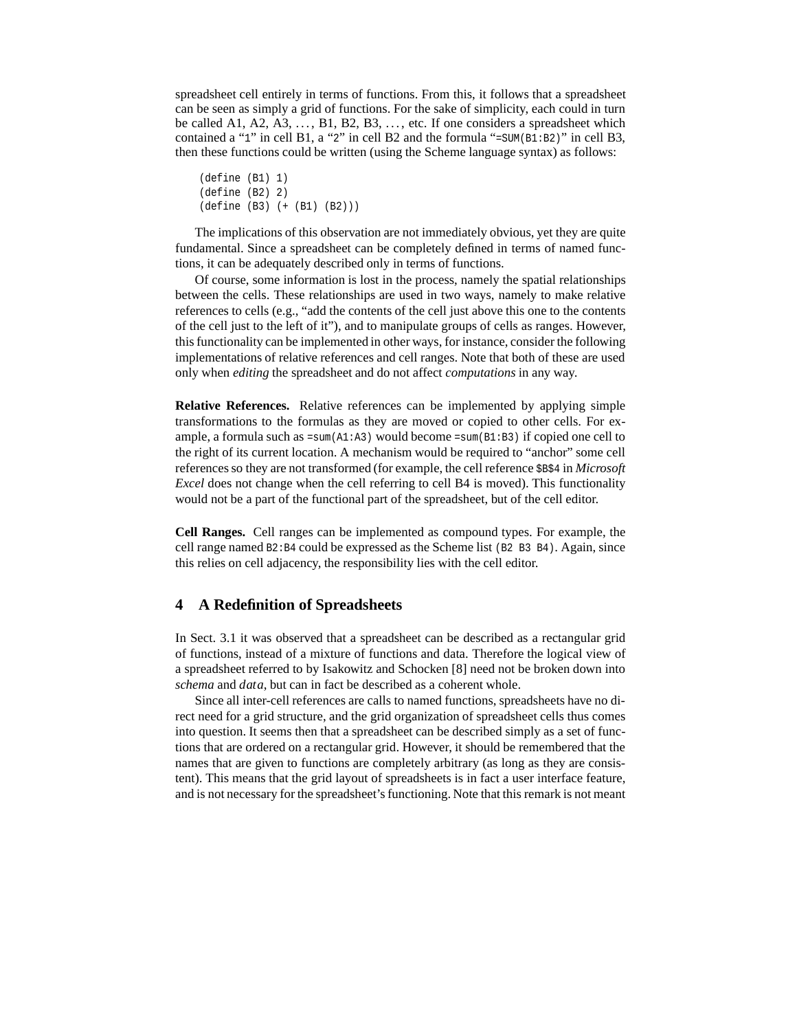spreadsheet cell entirely in terms of functions. From this, it follows that a spreadsheet can be seen as simply a grid of functions. For the sake of simplicity, each could in turn be called A1, A2, A3, ..., B1, B2, B3, ..., etc. If one considers a spreadsheet which contained a "1" in cell B1, a "2" in cell B2 and the formula "=SUM(B1:B2)" in cell B3, then these functions could be written (using the Scheme language syntax) as follows:

```
(define (B1) 1)
(define (B2) 2)
(define (B3) (+ (B1) (B2)))
```

The implications of this observation are not immediately obvious, yet they are quite fundamental. Since a spreadsheet can be completely defined in terms of named functions, it can be adequately described only in terms of functions.

Of course, some information is lost in the process, namely the spatial relationships between the cells. These relationships are used in two ways, namely to make relative references to cells (e.g., "add the contents of the cell just above this one to the contents of the cell just to the left of it"), and to manipulate groups of cells as ranges. However, this functionality can be implemented in other ways, for instance, consider the following implementations of relative references and cell ranges. Note that both of these are used only when *editing* the spreadsheet and do not affect *computations* in any way.

**Relative References.** Relative references can be implemented by applying simple transformations to the formulas as they are moved or copied to other cells. For example, a formula such as `=sum(A1:A3)` would become `=sum(B1:B3)` if copied one cell to the right of its current location. A mechanism would be required to "anchor" some cell references so they are not transformed (for example, the cell reference `$B$4` in *Microsoft Excel* does not change when the cell referring to cell B4 is moved). This functionality would not be a part of the functional part of the spreadsheet, but of the cell editor.

**Cell Ranges.** Cell ranges can be implemented as compound types. For example, the cell range named `B2:B4` could be expressed as the Scheme list `(B2 B3 B4)`. Again, since this relies on cell adjacency, the responsibility lies with the cell editor.

## 4 A Redefinition of Spreadsheets

In Sect. 3.1 it was observed that a spreadsheet can be described as a rectangular grid of functions, instead of a mixture of functions and data. Therefore the logical view of a spreadsheet referred to by Isakowitz and Schocken [8] need not be broken down into *schema* and *data*, but can in fact be described as a coherent whole.

Since all inter-cell references are calls to named functions, spreadsheets have no direct need for a grid structure, and the grid organization of spreadsheet cells thus comes into question. It seems then that a spreadsheet can be described simply as a set of functions that are ordered on a rectangular grid. However, it should be remembered that the names that are given to functions are completely arbitrary (as long as they are consistent). This means that the grid layout of spreadsheets is in fact a user interface feature, and is not necessary for the spreadsheet's functioning. Note that this remark is not meant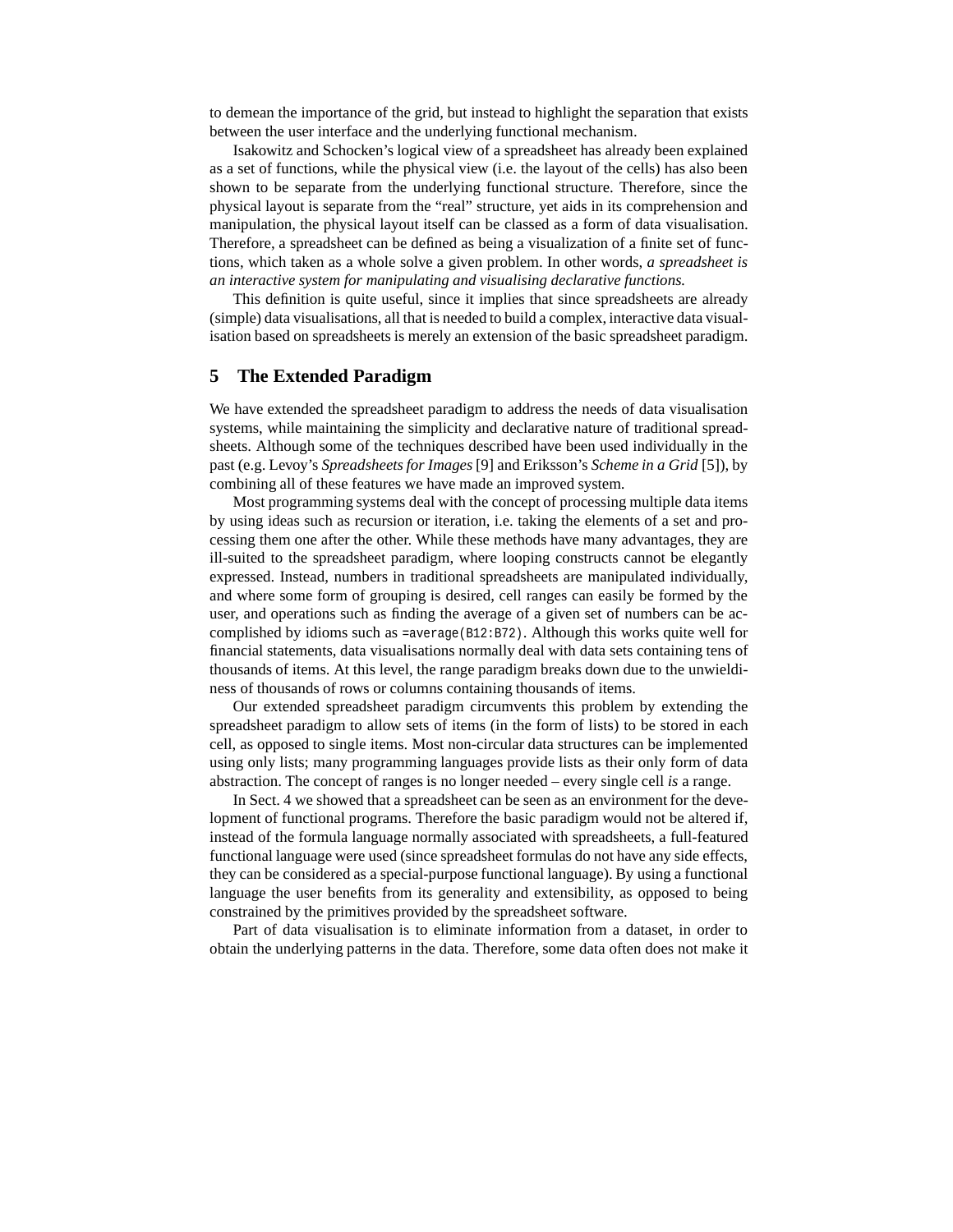to demean the importance of the grid, but instead to highlight the separation that exists between the user interface and the underlying functional mechanism.

Isakowitz and Schocken's logical view of a spreadsheet has already been explained as a set of functions, while the physical view (i.e. the layout of the cells) has also been shown to be separate from the underlying functional structure. Therefore, since the physical layout is separate from the "real" structure, yet aids in its comprehension and manipulation, the physical layout itself can be classed as a form of data visualisation. Therefore, a spreadsheet can be defined as being a visualization of a finite set of functions, which taken as a whole solve a given problem. In other words, *a spreadsheet is an interactive system for manipulating and visualising declarative functions.*

This definition is quite useful, since it implies that since spreadsheets are already (simple) data visualisations, all that is needed to build a complex, interactive data visualisation based on spreadsheets is merely an extension of the basic spreadsheet paradigm.

## 5 The Extended Paradigm

We have extended the spreadsheet paradigm to address the needs of data visualisation systems, while maintaining the simplicity and declarative nature of traditional spreadsheets. Although some of the techniques described have been used individually in the past (e.g. Levoy's *Spreadsheets for Images* [9] and Eriksson's *Scheme in a Grid* [5]), by combining all of these features we have made an improved system.

Most programming systems deal with the concept of processing multiple data items by using ideas such as recursion or iteration, i.e. taking the elements of a set and processing them one after the other. While these methods have many advantages, they are ill-suited to the spreadsheet paradigm, where looping constructs cannot be elegantly expressed. Instead, numbers in traditional spreadsheets are manipulated individually, and where some form of grouping is desired, cell ranges can easily be formed by the user, and operations such as finding the average of a given set of numbers can be accomplished by idioms such as `=average(B12:B72)`. Although this works quite well for financial statements, data visualisations normally deal with data sets containing tens of thousands of items. At this level, the range paradigm breaks down due to the unwieldiness of thousands of rows or columns containing thousands of items.

Our extended spreadsheet paradigm circumvents this problem by extending the spreadsheet paradigm to allow sets of items (in the form of lists) to be stored in each cell, as opposed to single items. Most non-circular data structures can be implemented using only lists; many programming languages provide lists as their only form of data abstraction. The concept of ranges is no longer needed – every single cell *is* a range.

In Sect. 4 we showed that a spreadsheet can be seen as an environment for the development of functional programs. Therefore the basic paradigm would not be altered if, instead of the formula language normally associated with spreadsheets, a full-featured functional language were used (since spreadsheet formulas do not have any side effects, they can be considered as a special-purpose functional language). By using a functional language the user benefits from its generality and extensibility, as opposed to being constrained by the primitives provided by the spreadsheet software.

Part of data visualisation is to eliminate information from a dataset, in order to obtain the underlying patterns in the data. Therefore, some data often does not make it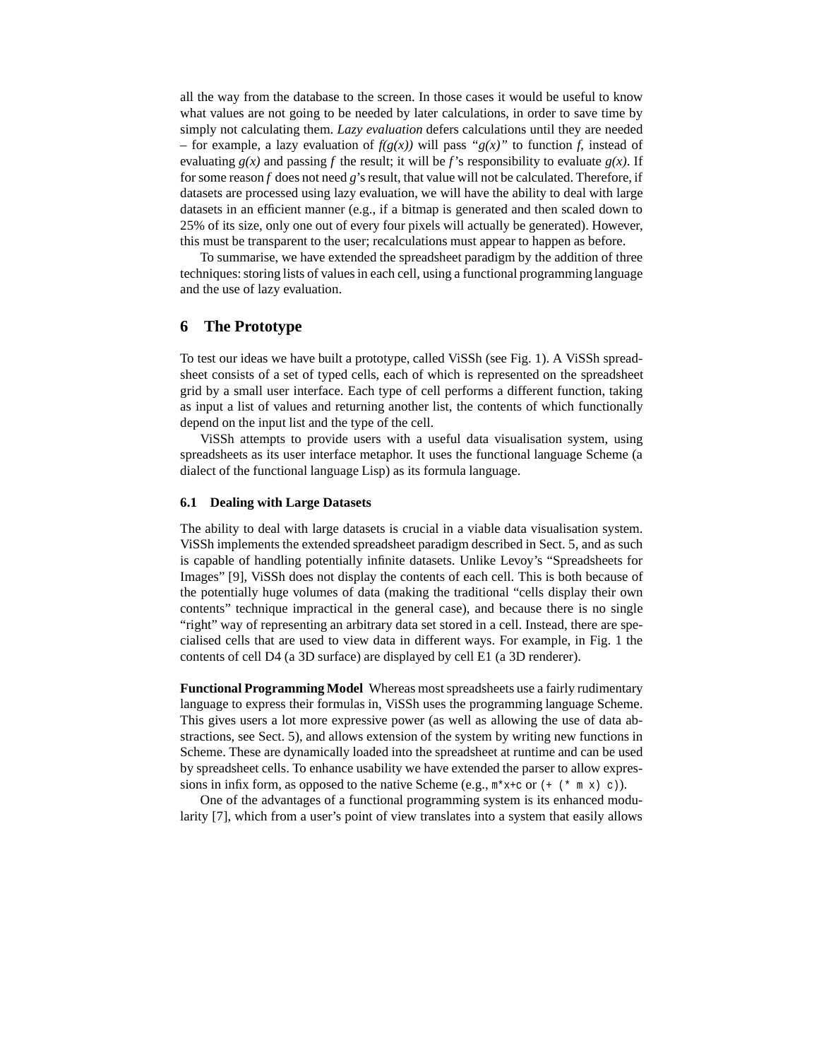all the way from the database to the screen. In those cases it would be useful to know what values are not going to be needed by later calculations, in order to save time by simply not calculating them. *Lazy evaluation* defers calculations until they are needed – for example, a lazy evaluation of *f(g(x))* will pass *"g(x)"* to function *f*, instead of evaluating *g(x)* and passing *f* the result; it will be *f*'s responsibility to evaluate *g(x)*. If for some reason *f* does not need *g*'s result, that value will not be calculated. Therefore, if datasets are processed using lazy evaluation, we will have the ability to deal with large datasets in an efficient manner (e.g., if a bitmap is generated and then scaled down to 25% of its size, only one out of every four pixels will actually be generated). However, this must be transparent to the user; recalculations must appear to happen as before.

To summarise, we have extended the spreadsheet paradigm by the addition of three techniques: storing lists of values in each cell, using a functional programming language and the use of lazy evaluation.

## 6 The Prototype

To test our ideas we have built a prototype, called ViSSh (see Fig. 1). A ViSSh spreadsheet consists of a set of typed cells, each of which is represented on the spreadsheet grid by a small user interface. Each type of cell performs a different function, taking as input a list of values and returning another list, the contents of which functionally depend on the input list and the type of the cell.

ViSSh attempts to provide users with a useful data visualisation system, using spreadsheets as its user interface metaphor. It uses the functional language Scheme (a dialect of the functional language Lisp) as its formula language.

### 6.1 Dealing with Large Datasets

The ability to deal with large datasets is crucial in a viable data visualisation system. ViSSh implements the extended spreadsheet paradigm described in Sect. 5, and as such is capable of handling potentially infinite datasets. Unlike Levoy's "Spreadsheets for Images" [9], ViSSh does not display the contents of each cell. This is both because of the potentially huge volumes of data (making the traditional "cells display their own contents" technique impractical in the general case), and because there is no single "right" way of representing an arbitrary data set stored in a cell. Instead, there are specialised cells that are used to view data in different ways. For example, in Fig. 1 the contents of cell D4 (a 3D surface) are displayed by cell E1 (a 3D renderer).

**Functional Programming Model** Whereas most spreadsheets use a fairly rudimentary language to express their formulas in, ViSSh uses the programming language Scheme. This gives users a lot more expressive power (as well as allowing the use of data abstractions, see Sect. 5), and allows extension of the system by writing new functions in Scheme. These are dynamically loaded into the spreadsheet at runtime and can be used by spreadsheet cells. To enhance usability we have extended the parser to allow expressions in infix form, as opposed to the native Scheme (e.g., `m*x+c` or `(+ (* m x) c)`).

One of the advantages of a functional programming system is its enhanced modularity [7], which from a user's point of view translates into a system that easily allows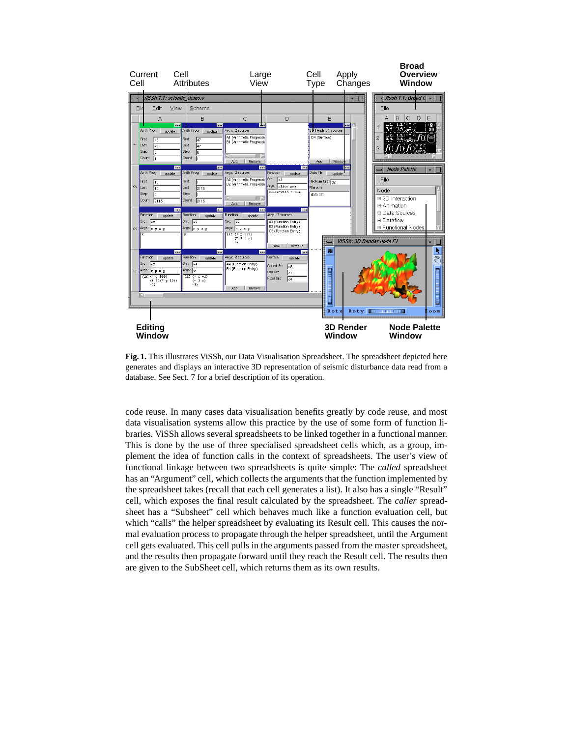**Fig. 1.** This illustrates ViSSh, our Data Visualisation Spreadsheet. The spreadsheet depicted here generates and displays an interactive 3D representation of seismic disturbance data read from a database. See Sect. 7 for a brief description of its operation.

code reuse. In many cases data visualisation benefits greatly by code reuse, and most data visualisation systems allow this practice by the use of some form of function libraries. ViSSh allows several spreadsheets to be linked together in a functional manner. This is done by the use of three specialised spreadsheet cells which, as a group, implement the idea of function calls in the context of spreadsheets. The user's view of functional linkage between two spreadsheets is quite simple: The *called* spreadsheet has an "Argument" cell, which collects the arguments that the function implemented by the spreadsheet takes (recall that each cell generates a list). It also has a single "Result" cell, which exposes the final result calculated by the spreadsheet. The *caller* spreadsheet has a "Subsheet" cell which behaves much like a function evaluation cell, but which "calls" the helper spreadsheet by evaluating its Result cell. This causes the normal evaluation process to propagate through the helper spreadsheet, until the Argument cell gets evaluated. This cell pulls in the arguments passed from the master spreadsheet, and the results then propagate forward until they reach the Result cell. The results then are given to the SubSheet cell, which returns them as its own results.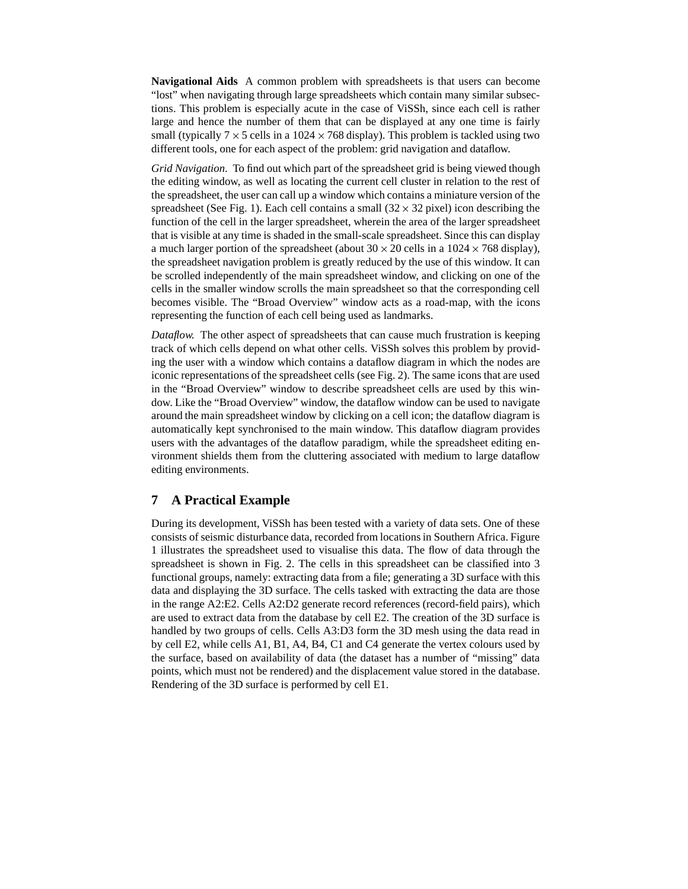**Navigational Aids** A common problem with spreadsheets is that users can become "lost" when navigating through large spreadsheets which contain many similar subsections. This problem is especially acute in the case of ViSSh, since each cell is rather large and hence the number of them that can be displayed at any one time is fairly small (typically $7 \times 5$ cells in a $1024 \times 768$ display). This problem is tackled using two different tools, one for each aspect of the problem: grid navigation and dataflow.

*Grid Navigation.* To find out which part of the spreadsheet grid is being viewed though the editing window, as well as locating the current cell cluster in relation to the rest of the spreadsheet, the user can call up a window which contains a miniature version of the spreadsheet (See Fig. 1). Each cell contains a small ($32 \times 32$ pixel) icon describing the function of the cell in the larger spreadsheet, wherein the area of the larger spreadsheet that is visible at any time is shaded in the small-scale spreadsheet. Since this can display a much larger portion of the spreadsheet (about $30 \times 20$ cells in a $1024 \times 768$ display), the spreadsheet navigation problem is greatly reduced by the use of this window. It can be scrolled independently of the main spreadsheet window, and clicking on one of the cells in the smaller window scrolls the main spreadsheet so that the corresponding cell becomes visible. The "Broad Overview" window acts as a road-map, with the icons representing the function of each cell being used as landmarks.

*Dataflow.* The other aspect of spreadsheets that can cause much frustration is keeping track of which cells depend on what other cells. ViSSh solves this problem by providing the user with a window which contains a dataflow diagram in which the nodes are iconic representations of the spreadsheet cells (see Fig. 2). The same icons that are used in the "Broad Overview" window to describe spreadsheet cells are used by this window. Like the "Broad Overview" window, the dataflow window can be used to navigate around the main spreadsheet window by clicking on a cell icon; the dataflow diagram is automatically kept synchronised to the main window. This dataflow diagram provides users with the advantages of the dataflow paradigm, while the spreadsheet editing environment shields them from the cluttering associated with medium to large dataflow editing environments.

## 7 A Practical Example

During its development, ViSSh has been tested with a variety of data sets. One of these consists of seismic disturbance data, recorded from locations in Southern Africa. Figure 1 illustrates the spreadsheet used to visualise this data. The flow of data through the spreadsheet is shown in Fig. 2. The cells in this spreadsheet can be classified into 3 functional groups, namely: extracting data from a file; generating a 3D surface with this data and displaying the 3D surface. The cells tasked with extracting the data are those in the range A2:E2. Cells A2:D2 generate record references (record-field pairs), which are used to extract data from the database by cell E2. The creation of the 3D surface is handled by two groups of cells. Cells A3:D3 form the 3D mesh using the data read in by cell E2, while cells A1, B1, A4, B4, C1 and C4 generate the vertex colours used by the surface, based on availability of data (the dataset has a number of "missing" data points, which must not be rendered) and the displacement value stored in the database. Rendering of the 3D surface is performed by cell E1.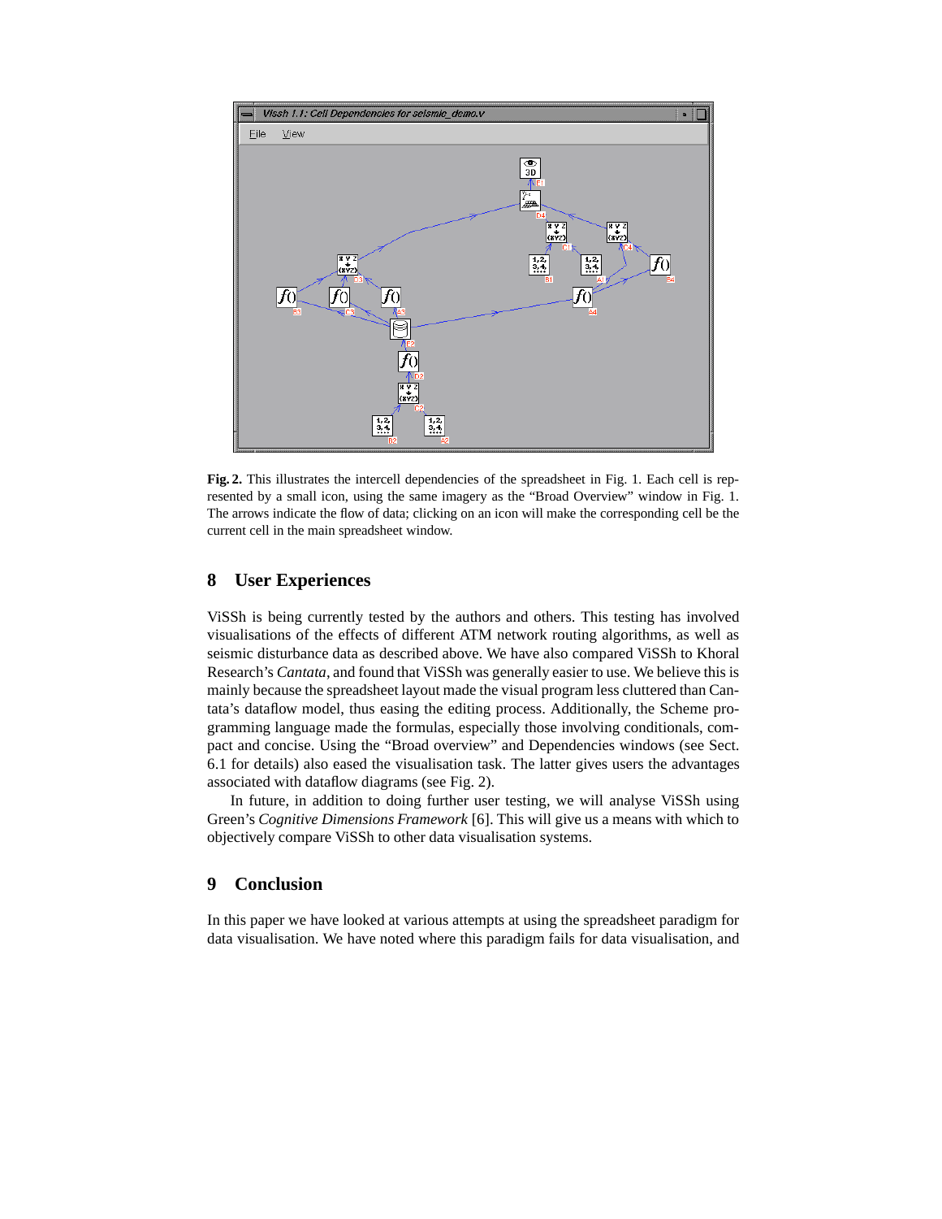**Fig. 2.** This illustrates the intercell dependencies of the spreadsheet in Fig. 1. Each cell is represented by a small icon, using the same imagery as the "Broad Overview" window in Fig. 1. The arrows indicate the flow of data; clicking on an icon will make the corresponding cell be the current cell in the main spreadsheet window.

## 8 User Experiences

ViSSh is being currently tested by the authors and others. This testing has involved visualisations of the effects of different ATM network routing algorithms, as well as seismic disturbance data as described above. We have also compared ViSSh to Khoral Research's *Cantata*, and found that ViSSh was generally easier to use. We believe this is mainly because the spreadsheet layout made the visual program less cluttered than Cantata's dataflow model, thus easing the editing process. Additionally, the Scheme programming language made the formulas, especially those involving conditionals, compact and concise. Using the "Broad overview" and Dependencies windows (see Sect. 6.1 for details) also eased the visualisation task. The latter gives users the advantages associated with dataflow diagrams (see Fig. 2).

In future, in addition to doing further user testing, we will analyse ViSSh using Green's *Cognitive Dimensions Framework* [6]. This will give us a means with which to objectively compare ViSSh to other data visualisation systems.

## 9 Conclusion

In this paper we have looked at various attempts at using the spreadsheet paradigm for data visualisation. We have noted where this paradigm fails for data visualisation, and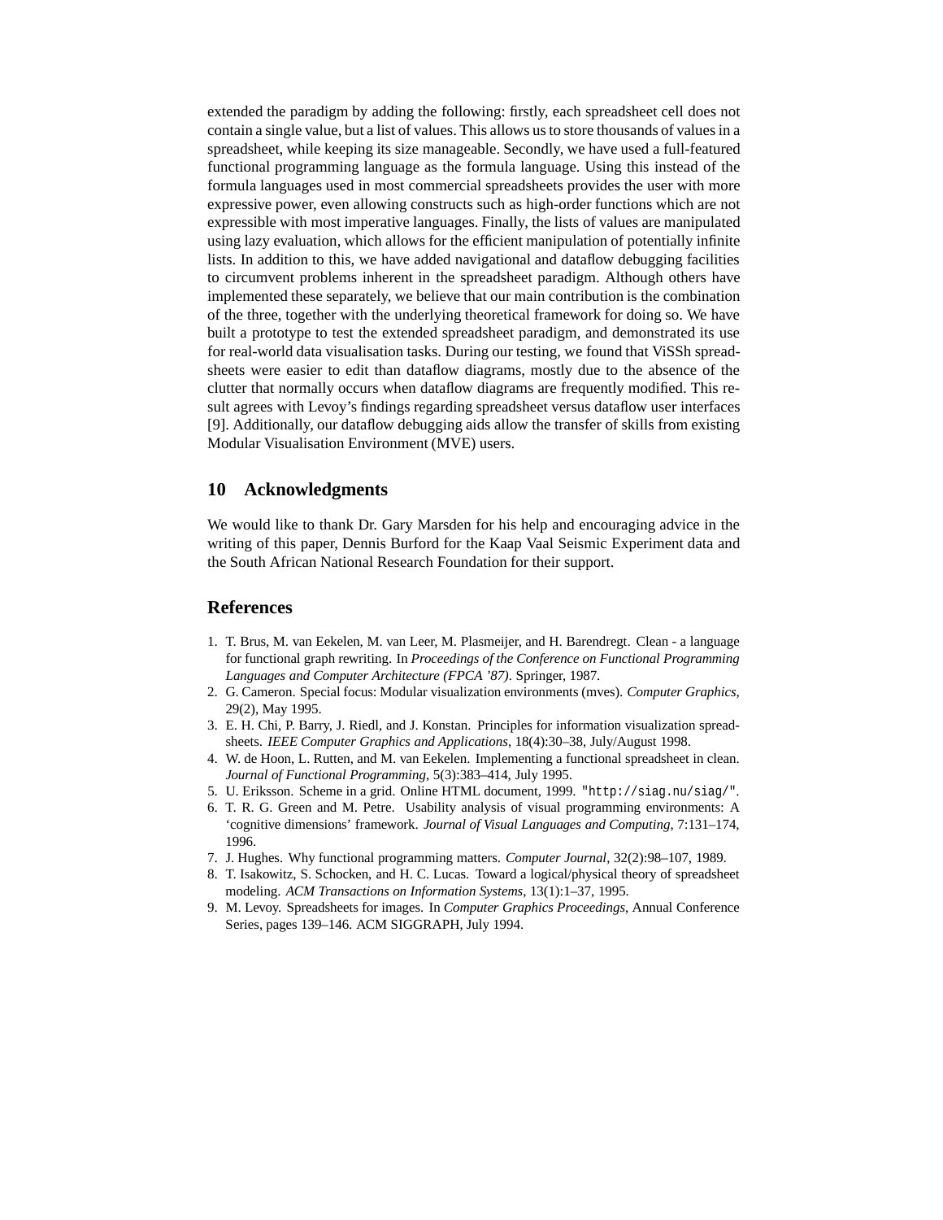extended the paradigm by adding the following: firstly, each spreadsheet cell does not contain a single value, but a list of values. This allows us to store thousands of values in a spreadsheet, while keeping its size manageable. Secondly, we have used a full-featured functional programming language as the formula language. Using this instead of the formula languages used in most commercial spreadsheets provides the user with more expressive power, even allowing constructs such as high-order functions which are not expressible with most imperative languages. Finally, the lists of values are manipulated using lazy evaluation, which allows for the efficient manipulation of potentially infinite lists. In addition to this, we have added navigational and dataflow debugging facilities to circumvent problems inherent in the spreadsheet paradigm. Although others have implemented these separately, we believe that our main contribution is the combination of the three, together with the underlying theoretical framework for doing so. We have built a prototype to test the extended spreadsheet paradigm, and demonstrated its use for real-world data visualisation tasks. During our testing, we found that ViSSh spreadsheets were easier to edit than dataflow diagrams, mostly due to the absence of the clutter that normally occurs when dataflow diagrams are frequently modified. This result agrees with Levoy's findings regarding spreadsheet versus dataflow user interfaces [9]. Additionally, our dataflow debugging aids allow the transfer of skills from existing Modular Visualisation Environment (MVE) users.

## 10 Acknowledgments

We would like to thank Dr. Gary Marsden for his help and encouraging advice in the writing of this paper, Dennis Burford for the Kaap Vaal Seismic Experiment data and the South African National Research Foundation for their support.

## References

1. T. Brus, M. van Eekelen, M. van Leer, M. Plasmeijer, and H. Barendregt. Clean - a language for functional graph rewriting. In *Proceedings of the Conference on Functional Programming Languages and Computer Architecture (FPCA '87)*. Springer, 1987.
2. G. Cameron. Special focus: Modular visualization environments (mves). *Computer Graphics*, 29(2), May 1995.
3. E. H. Chi, P. Barry, J. Riedl, and J. Konstan. Principles for information visualization spreadsheets. *IEEE Computer Graphics and Applications*, 18(4):30–38, July/August 1998.
4. W. de Hoon, L. Rutten, and M. van Eekelen. Implementing a functional spreadsheet in clean. *Journal of Functional Programming*, 5(3):383–414, July 1995.
5. U. Eriksson. Scheme in a grid. Online HTML document, 1999. "http://siag.nu/siag/".
6. T. R. G. Green and M. Petre. Usability analysis of visual programming environments: A 'cognitive dimensions' framework. *Journal of Visual Languages and Computing*, 7:131–174, 1996.
7. J. Hughes. Why functional programming matters. *Computer Journal*, 32(2):98–107, 1989.
8. T. Isakowitz, S. Schocken, and H. C. Lucas. Toward a logical/physical theory of spreadsheet modeling. *ACM Transactions on Information Systems*, 13(1):1–37, 1995.
9. M. Levoy. Spreadsheets for images. In *Computer Graphics Proceedings*, Annual Conference Series, pages 139–146. ACM SIGGRAPH, July 1994.